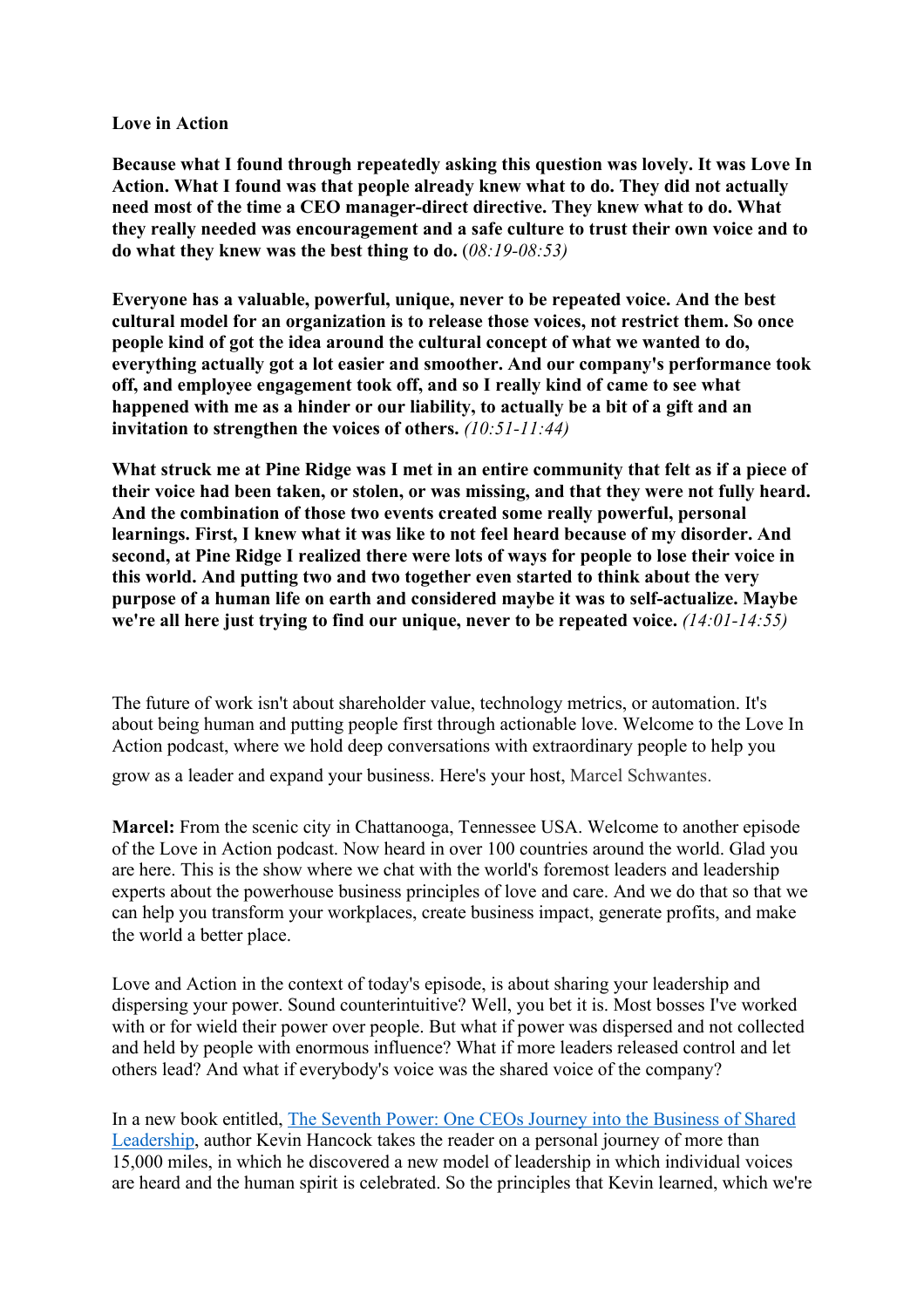**Love in Action**

**Because what I found through repeatedly asking this question was lovely. It was Love In Action. What I found was that people already knew what to do. They did not actually need most of the time a CEO manager-direct directive. They knew what to do. What they really needed was encouragement and a safe culture to trust their own voice and to do what they knew was the best thing to do.** (*08:19-08:53)*

**Everyone has a valuable, powerful, unique, never to be repeated voice. And the best cultural model for an organization is to release those voices, not restrict them. So once people kind of got the idea around the cultural concept of what we wanted to do, everything actually got a lot easier and smoother. And our company's performance took off, and employee engagement took off, and so I really kind of came to see what happened with me as a hinder or our liability, to actually be a bit of a gift and an invitation to strengthen the voices of others.** *(10:51-11:44)*

**What struck me at Pine Ridge was I met in an entire community that felt as if a piece of their voice had been taken, or stolen, or was missing, and that they were not fully heard. And the combination of those two events created some really powerful, personal learnings. First, I knew what it was like to not feel heard because of my disorder. And second, at Pine Ridge I realized there were lots of ways for people to lose their voice in this world. And putting two and two together even started to think about the very purpose of a human life on earth and considered maybe it was to self-actualize. Maybe we're all here just trying to find our unique, never to be repeated voice.** *(14:01-14:55)*

The future of work isn't about shareholder value, technology metrics, or automation. It's about being human and putting people first through actionable love. Welcome to the Love In Action podcast, where we hold deep conversations with extraordinary people to help you grow as a leader and expand your business. Here's your host, Marcel Schwantes.

**Marcel:** From the scenic city in Chattanooga, Tennessee USA. Welcome to another episode of the Love in Action podcast. Now heard in over 100 countries around the world. Glad you are here. This is the show where we chat with the world's foremost leaders and leadership experts about the powerhouse business principles of love and care. And we do that so that we can help you transform your workplaces, create business impact, generate profits, and make the world a better place.

Love and Action in the context of today's episode, is about sharing your leadership and dispersing your power. Sound counterintuitive? Well, you bet it is. Most bosses I've worked with or for wield their power over people. But what if power was dispersed and not collected and held by people with enormous influence? What if more leaders released control and let others lead? And what if everybody's voice was the shared voice of the company?

In a new book entitled, [The Seventh Power: One CEOs Journey into the Business of Shared Leadership](), author Kevin Hancock takes the reader on a personal journey of more than 15,000 miles, in which he discovered a new model of leadership in which individual voices are heard and the human spirit is celebrated. So the principles that Kevin learned, which we're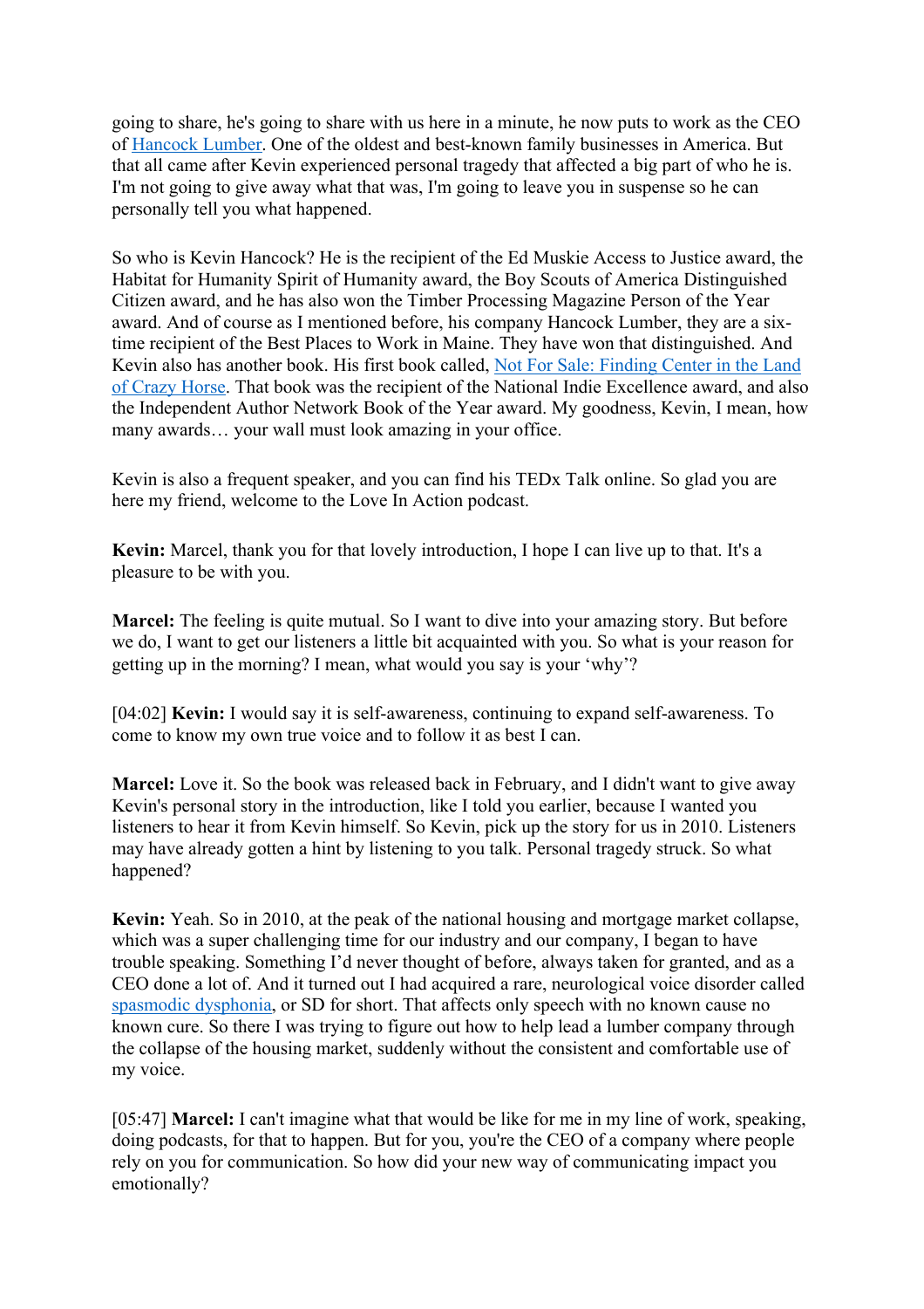going to share, he's going to share with us here in a minute, he now puts to work as the CEO of [Hancock Lumber](). One of the oldest and best-known family businesses in America. But that all came after Kevin experienced personal tragedy that affected a big part of who he is. I'm not going to give away what that was, I'm going to leave you in suspense so he can personally tell you what happened.

So who is Kevin Hancock? He is the recipient of the Ed Muskie Access to Justice award, the Habitat for Humanity Spirit of Humanity award, the Boy Scouts of America Distinguished Citizen award, and he has also won the Timber Processing Magazine Person of the Year award. And of course as I mentioned before, his company Hancock Lumber, they are a six-time recipient of the Best Places to Work in Maine. They have won that distinguished. And Kevin also has another book. His first book called, [Not For Sale: Finding Center in the Land of Crazy Horse](). That book was the recipient of the National Indie Excellence award, and also the Independent Author Network Book of the Year award. My goodness, Kevin, I mean, how many awards… your wall must look amazing in your office.

Kevin is also a frequent speaker, and you can find his TEDx Talk online. So glad you are here my friend, welcome to the Love In Action podcast.

**Kevin:** Marcel, thank you for that lovely introduction, I hope I can live up to that. It's a pleasure to be with you.

**Marcel:** The feeling is quite mutual. So I want to dive into your amazing story. But before we do, I want to get our listeners a little bit acquainted with you. So what is your reason for getting up in the morning? I mean, what would you say is your 'why'?

[04:02] **Kevin:** I would say it is self-awareness, continuing to expand self-awareness. To come to know my own true voice and to follow it as best I can.

**Marcel:** Love it. So the book was released back in February, and I didn't want to give away Kevin's personal story in the introduction, like I told you earlier, because I wanted you listeners to hear it from Kevin himself. So Kevin, pick up the story for us in 2010. Listeners may have already gotten a hint by listening to you talk. Personal tragedy struck. So what happened?

**Kevin:** Yeah. So in 2010, at the peak of the national housing and mortgage market collapse, which was a super challenging time for our industry and our company, I began to have trouble speaking. Something I'd never thought of before, always taken for granted, and as a CEO done a lot of. And it turned out I had acquired a rare, neurological voice disorder called [spasmodic dysphonia](), or SD for short. That affects only speech with no known cause no known cure. So there I was trying to figure out how to help lead a lumber company through the collapse of the housing market, suddenly without the consistent and comfortable use of my voice.

[05:47] **Marcel:** I can't imagine what that would be like for me in my line of work, speaking, doing podcasts, for that to happen. But for you, you're the CEO of a company where people rely on you for communication. So how did your new way of communicating impact you emotionally?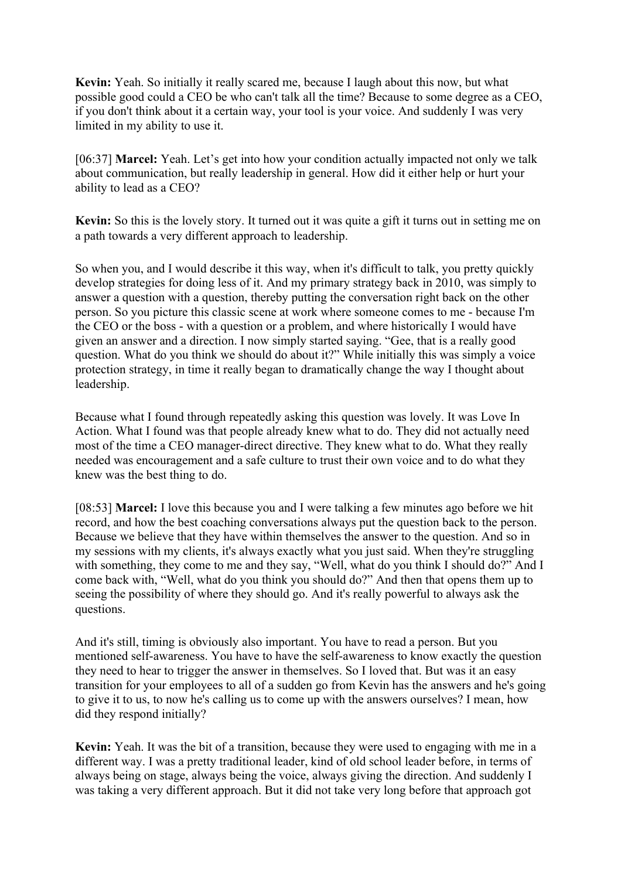**Kevin:** Yeah. So initially it really scared me, because I laugh about this now, but what possible good could a CEO be who can't talk all the time? Because to some degree as a CEO, if you don't think about it a certain way, your tool is your voice. And suddenly I was very limited in my ability to use it.

[06:37] **Marcel:** Yeah. Let's get into how your condition actually impacted not only we talk about communication, but really leadership in general. How did it either help or hurt your ability to lead as a CEO?

**Kevin:** So this is the lovely story. It turned out it was quite a gift it turns out in setting me on a path towards a very different approach to leadership.

So when you, and I would describe it this way, when it's difficult to talk, you pretty quickly develop strategies for doing less of it. And my primary strategy back in 2010, was simply to answer a question with a question, thereby putting the conversation right back on the other person. So you picture this classic scene at work where someone comes to me - because I'm the CEO or the boss - with a question or a problem, and where historically I would have given an answer and a direction. I now simply started saying. "Gee, that is a really good question. What do you think we should do about it?" While initially this was simply a voice protection strategy, in time it really began to dramatically change the way I thought about leadership.

Because what I found through repeatedly asking this question was lovely. It was Love In Action. What I found was that people already knew what to do. They did not actually need most of the time a CEO manager-direct directive. They knew what to do. What they really needed was encouragement and a safe culture to trust their own voice and to do what they knew was the best thing to do.

[08:53] **Marcel:** I love this because you and I were talking a few minutes ago before we hit record, and how the best coaching conversations always put the question back to the person. Because we believe that they have within themselves the answer to the question. And so in my sessions with my clients, it's always exactly what you just said. When they're struggling with something, they come to me and they say, "Well, what do you think I should do?" And I come back with, "Well, what do you think you should do?" And then that opens them up to seeing the possibility of where they should go. And it's really powerful to always ask the questions.

And it's still, timing is obviously also important. You have to read a person. But you mentioned self-awareness. You have to have the self-awareness to know exactly the question they need to hear to trigger the answer in themselves. So I loved that. But was it an easy transition for your employees to all of a sudden go from Kevin has the answers and he's going to give it to us, to now he's calling us to come up with the answers ourselves? I mean, how did they respond initially?

**Kevin:** Yeah. It was the bit of a transition, because they were used to engaging with me in a different way. I was a pretty traditional leader, kind of old school leader before, in terms of always being on stage, always being the voice, always giving the direction. And suddenly I was taking a very different approach. But it did not take very long before that approach got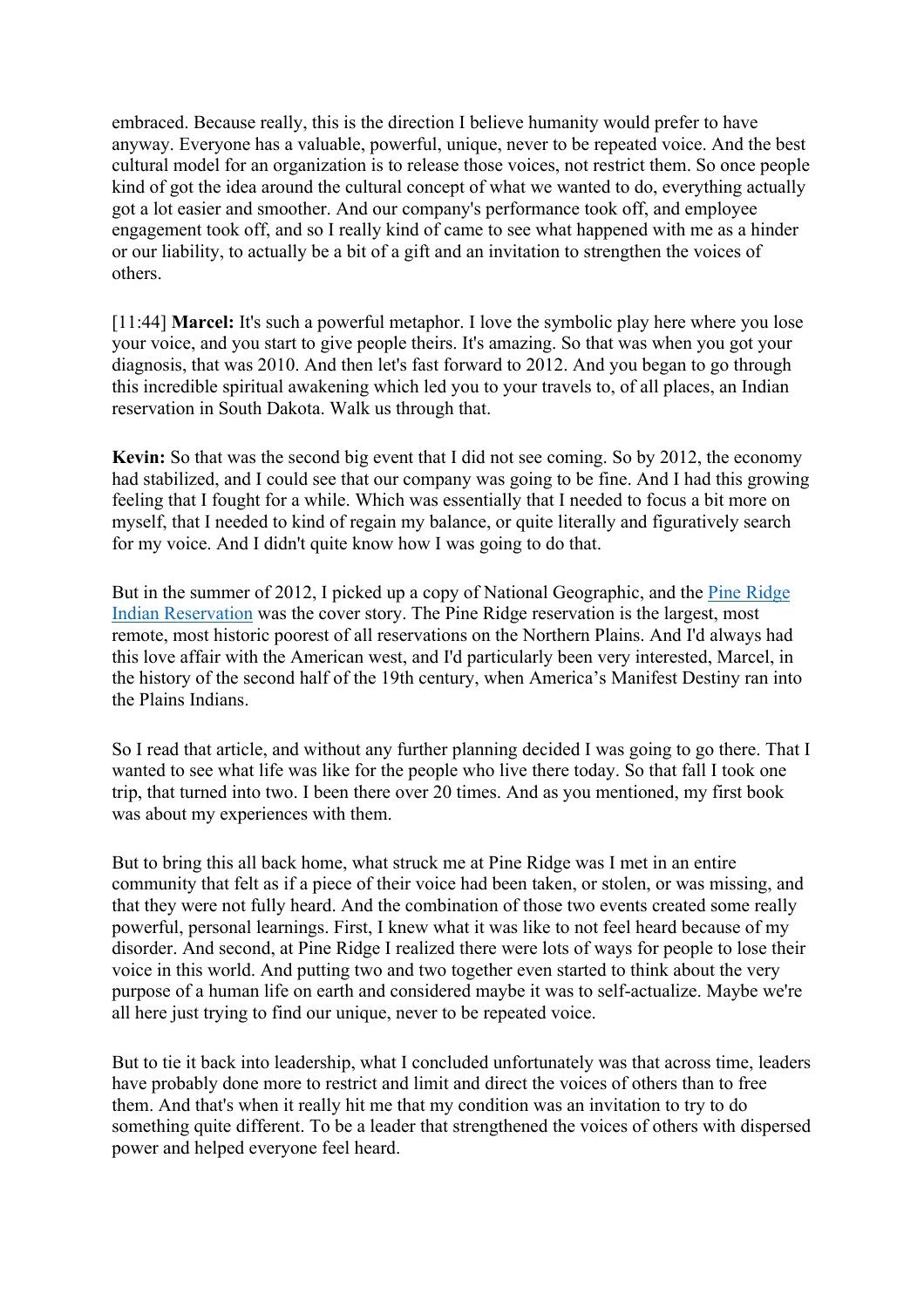embraced. Because really, this is the direction I believe humanity would prefer to have anyway. Everyone has a valuable, powerful, unique, never to be repeated voice. And the best cultural model for an organization is to release those voices, not restrict them. So once people kind of got the idea around the cultural concept of what we wanted to do, everything actually got a lot easier and smoother. And our company's performance took off, and employee engagement took off, and so I really kind of came to see what happened with me as a hinder or our liability, to actually be a bit of a gift and an invitation to strengthen the voices of others.

[11:44] **Marcel:** It's such a powerful metaphor. I love the symbolic play here where you lose your voice, and you start to give people theirs. It's amazing. So that was when you got your diagnosis, that was 2010. And then let's fast forward to 2012. And you began to go through this incredible spiritual awakening which led you to your travels to, of all places, an Indian reservation in South Dakota. Walk us through that.

**Kevin:** So that was the second big event that I did not see coming. So by 2012, the economy had stabilized, and I could see that our company was going to be fine. And I had this growing feeling that I fought for a while. Which was essentially that I needed to focus a bit more on myself, that I needed to kind of regain my balance, or quite literally and figuratively search for my voice. And I didn't quite know how I was going to do that.

But in the summer of 2012, I picked up a copy of National Geographic, and the [Pine Ridge Indian Reservation]() was the cover story. The Pine Ridge reservation is the largest, most remote, most historic poorest of all reservations on the Northern Plains. And I'd always had this love affair with the American west, and I'd particularly been very interested, Marcel, in the history of the second half of the 19th century, when America's Manifest Destiny ran into the Plains Indians.

So I read that article, and without any further planning decided I was going to go there. That I wanted to see what life was like for the people who live there today. So that fall I took one trip, that turned into two. I been there over 20 times. And as you mentioned, my first book was about my experiences with them.

But to bring this all back home, what struck me at Pine Ridge was I met in an entire community that felt as if a piece of their voice had been taken, or stolen, or was missing, and that they were not fully heard. And the combination of those two events created some really powerful, personal learnings. First, I knew what it was like to not feel heard because of my disorder. And second, at Pine Ridge I realized there were lots of ways for people to lose their voice in this world. And putting two and two together even started to think about the very purpose of a human life on earth and considered maybe it was to self-actualize. Maybe we're all here just trying to find our unique, never to be repeated voice.

But to tie it back into leadership, what I concluded unfortunately was that across time, leaders have probably done more to restrict and limit and direct the voices of others than to free them. And that's when it really hit me that my condition was an invitation to try to do something quite different. To be a leader that strengthened the voices of others with dispersed power and helped everyone feel heard.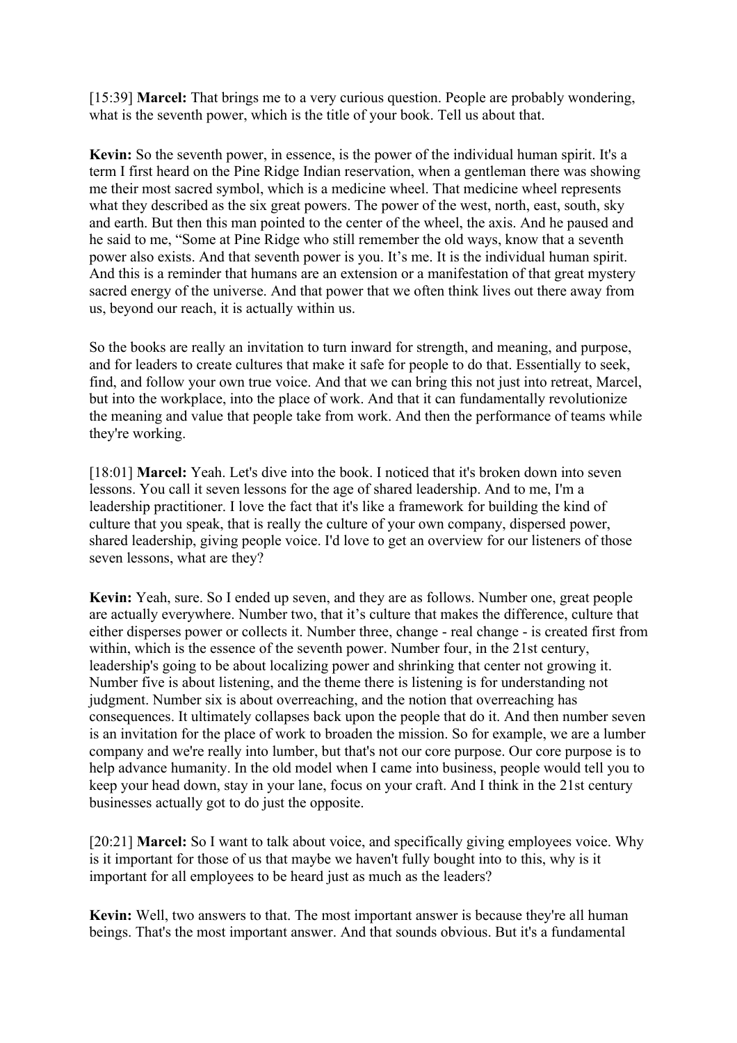[15:39] **Marcel:** That brings me to a very curious question. People are probably wondering, what is the seventh power, which is the title of your book. Tell us about that.

**Kevin:** So the seventh power, in essence, is the power of the individual human spirit. It's a term I first heard on the Pine Ridge Indian reservation, when a gentleman there was showing me their most sacred symbol, which is a medicine wheel. That medicine wheel represents what they described as the six great powers. The power of the west, north, east, south, sky and earth. But then this man pointed to the center of the wheel, the axis. And he paused and he said to me, "Some at Pine Ridge who still remember the old ways, know that a seventh power also exists. And that seventh power is you. It's me. It is the individual human spirit. And this is a reminder that humans are an extension or a manifestation of that great mystery sacred energy of the universe. And that power that we often think lives out there away from us, beyond our reach, it is actually within us.

So the books are really an invitation to turn inward for strength, and meaning, and purpose, and for leaders to create cultures that make it safe for people to do that. Essentially to seek, find, and follow your own true voice. And that we can bring this not just into retreat, Marcel, but into the workplace, into the place of work. And that it can fundamentally revolutionize the meaning and value that people take from work. And then the performance of teams while they're working.

[18:01] **Marcel:** Yeah. Let's dive into the book. I noticed that it's broken down into seven lessons. You call it seven lessons for the age of shared leadership. And to me, I'm a leadership practitioner. I love the fact that it's like a framework for building the kind of culture that you speak, that is really the culture of your own company, dispersed power, shared leadership, giving people voice. I'd love to get an overview for our listeners of those seven lessons, what are they?

**Kevin:** Yeah, sure. So I ended up seven, and they are as follows. Number one, great people are actually everywhere. Number two, that it's culture that makes the difference, culture that either disperses power or collects it. Number three, change - real change - is created first from within, which is the essence of the seventh power. Number four, in the 21st century, leadership's going to be about localizing power and shrinking that center not growing it. Number five is about listening, and the theme there is listening is for understanding not judgment. Number six is about overreaching, and the notion that overreaching has consequences. It ultimately collapses back upon the people that do it. And then number seven is an invitation for the place of work to broaden the mission. So for example, we are a lumber company and we're really into lumber, but that's not our core purpose. Our core purpose is to help advance humanity. In the old model when I came into business, people would tell you to keep your head down, stay in your lane, focus on your craft. And I think in the 21st century businesses actually got to do just the opposite.

[20:21] **Marcel:** So I want to talk about voice, and specifically giving employees voice. Why is it important for those of us that maybe we haven't fully bought into to this, why is it important for all employees to be heard just as much as the leaders?

**Kevin:** Well, two answers to that. The most important answer is because they're all human beings. That's the most important answer. And that sounds obvious. But it's a fundamental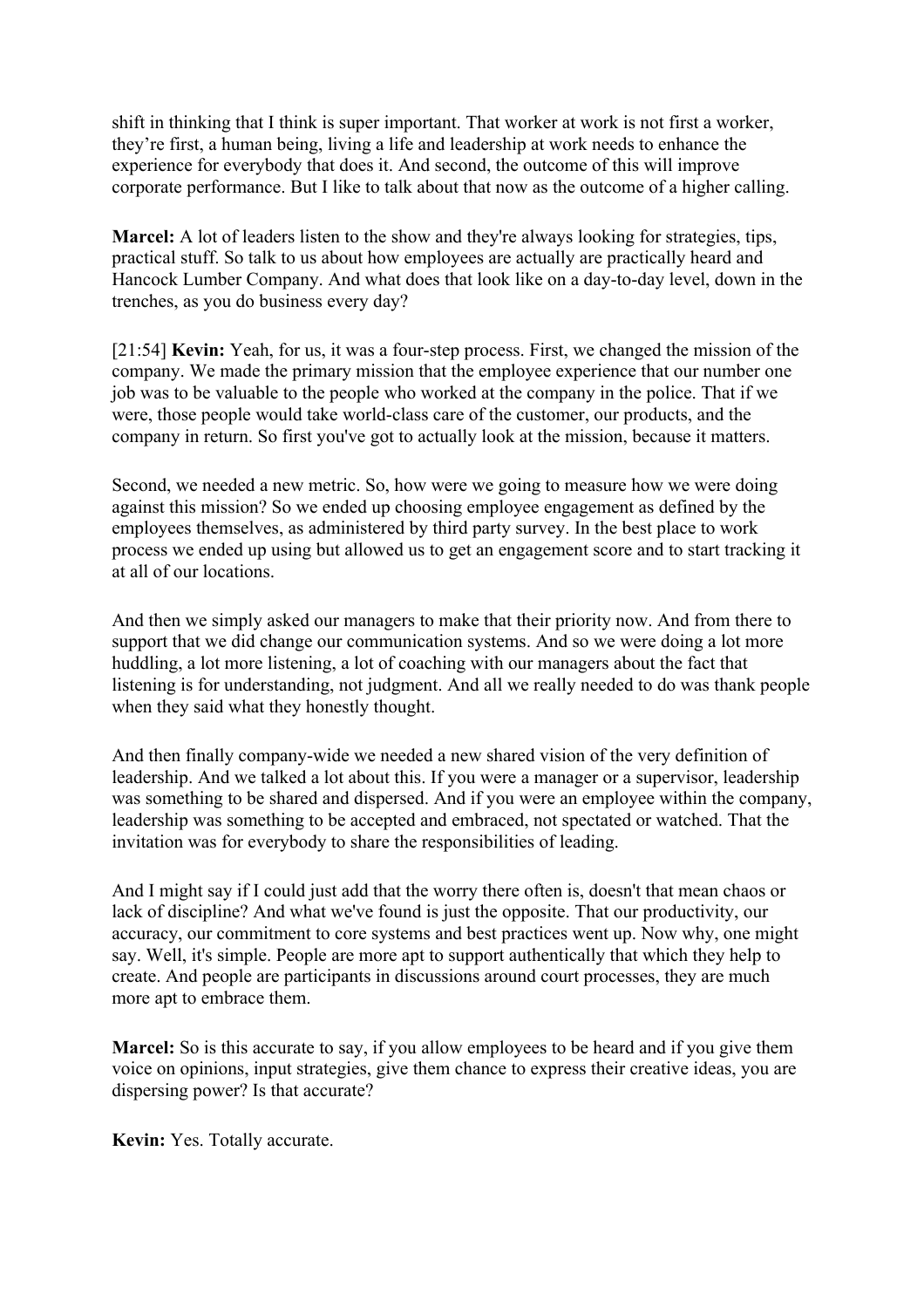shift in thinking that I think is super important. That worker at work is not first a worker, they're first, a human being, living a life and leadership at work needs to enhance the experience for everybody that does it. And second, the outcome of this will improve corporate performance. But I like to talk about that now as the outcome of a higher calling.

**Marcel:** A lot of leaders listen to the show and they're always looking for strategies, tips, practical stuff. So talk to us about how employees are actually are practically heard and Hancock Lumber Company. And what does that look like on a day-to-day level, down in the trenches, as you do business every day?

[21:54] **Kevin:** Yeah, for us, it was a four-step process. First, we changed the mission of the company. We made the primary mission that the employee experience that our number one job was to be valuable to the people who worked at the company in the police. That if we were, those people would take world-class care of the customer, our products, and the company in return. So first you've got to actually look at the mission, because it matters.

Second, we needed a new metric. So, how were we going to measure how we were doing against this mission? So we ended up choosing employee engagement as defined by the employees themselves, as administered by third party survey. In the best place to work process we ended up using but allowed us to get an engagement score and to start tracking it at all of our locations.

And then we simply asked our managers to make that their priority now. And from there to support that we did change our communication systems. And so we were doing a lot more huddling, a lot more listening, a lot of coaching with our managers about the fact that listening is for understanding, not judgment. And all we really needed to do was thank people when they said what they honestly thought.

And then finally company-wide we needed a new shared vision of the very definition of leadership. And we talked a lot about this. If you were a manager or a supervisor, leadership was something to be shared and dispersed. And if you were an employee within the company, leadership was something to be accepted and embraced, not spectated or watched. That the invitation was for everybody to share the responsibilities of leading.

And I might say if I could just add that the worry there often is, doesn't that mean chaos or lack of discipline? And what we've found is just the opposite. That our productivity, our accuracy, our commitment to core systems and best practices went up. Now why, one might say. Well, it's simple. People are more apt to support authentically that which they help to create. And people are participants in discussions around court processes, they are much more apt to embrace them.

**Marcel:** So is this accurate to say, if you allow employees to be heard and if you give them voice on opinions, input strategies, give them chance to express their creative ideas, you are dispersing power? Is that accurate?

**Kevin:** Yes. Totally accurate.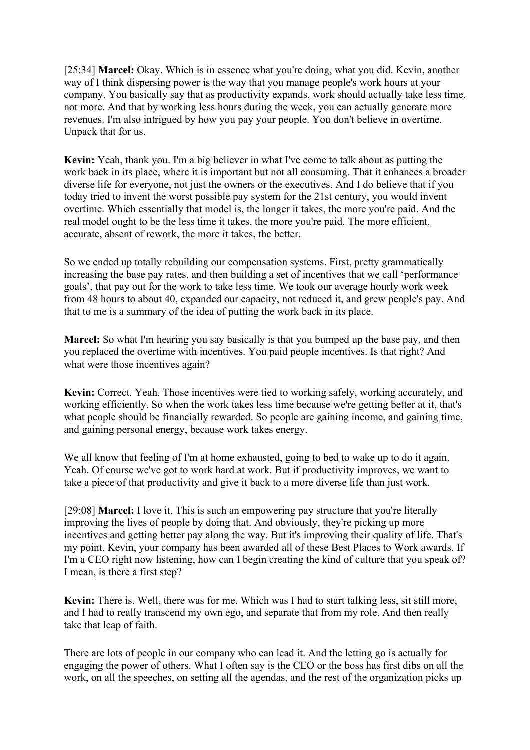[25:34] **Marcel:** Okay. Which is in essence what you're doing, what you did. Kevin, another way of I think dispersing power is the way that you manage people's work hours at your company. You basically say that as productivity expands, work should actually take less time, not more. And that by working less hours during the week, you can actually generate more revenues. I'm also intrigued by how you pay your people. You don't believe in overtime. Unpack that for us.

**Kevin:** Yeah, thank you. I'm a big believer in what I've come to talk about as putting the work back in its place, where it is important but not all consuming. That it enhances a broader diverse life for everyone, not just the owners or the executives. And I do believe that if you today tried to invent the worst possible pay system for the 21st century, you would invent overtime. Which essentially that model is, the longer it takes, the more you're paid. And the real model ought to be the less time it takes, the more you're paid. The more efficient, accurate, absent of rework, the more it takes, the better.

So we ended up totally rebuilding our compensation systems. First, pretty grammatically increasing the base pay rates, and then building a set of incentives that we call 'performance goals', that pay out for the work to take less time. We took our average hourly work week from 48 hours to about 40, expanded our capacity, not reduced it, and grew people's pay. And that to me is a summary of the idea of putting the work back in its place.

**Marcel:** So what I'm hearing you say basically is that you bumped up the base pay, and then you replaced the overtime with incentives. You paid people incentives. Is that right? And what were those incentives again?

**Kevin:** Correct. Yeah. Those incentives were tied to working safely, working accurately, and working efficiently. So when the work takes less time because we're getting better at it, that's what people should be financially rewarded. So people are gaining income, and gaining time, and gaining personal energy, because work takes energy.

We all know that feeling of I'm at home exhausted, going to bed to wake up to do it again. Yeah. Of course we've got to work hard at work. But if productivity improves, we want to take a piece of that productivity and give it back to a more diverse life than just work.

[29:08] **Marcel:** I love it. This is such an empowering pay structure that you're literally improving the lives of people by doing that. And obviously, they're picking up more incentives and getting better pay along the way. But it's improving their quality of life. That's my point. Kevin, your company has been awarded all of these Best Places to Work awards. If I'm a CEO right now listening, how can I begin creating the kind of culture that you speak of? I mean, is there a first step?

**Kevin:** There is. Well, there was for me. Which was I had to start talking less, sit still more, and I had to really transcend my own ego, and separate that from my role. And then really take that leap of faith.

There are lots of people in our company who can lead it. And the letting go is actually for engaging the power of others. What I often say is the CEO or the boss has first dibs on all the work, on all the speeches, on setting all the agendas, and the rest of the organization picks up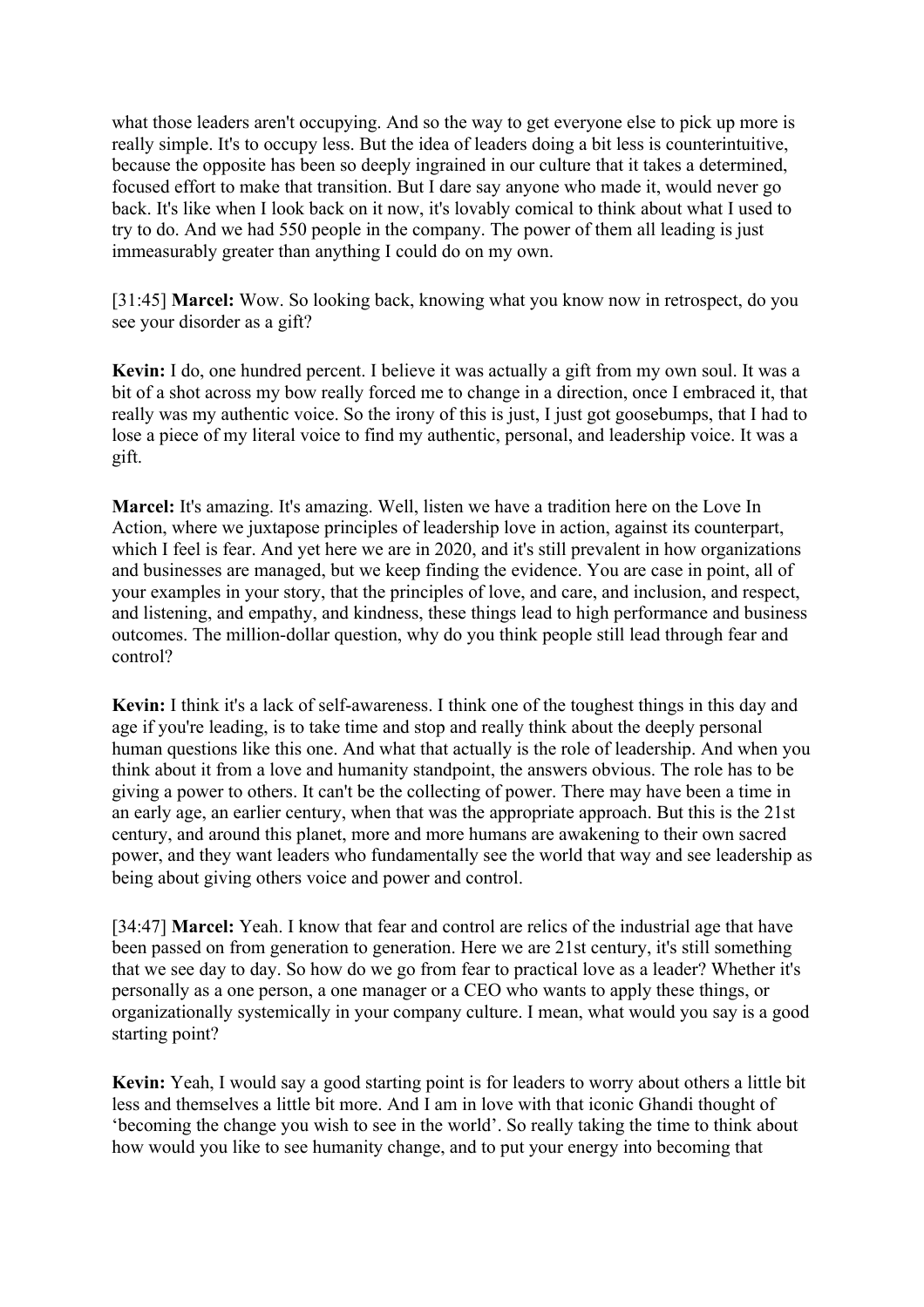what those leaders aren't occupying. And so the way to get everyone else to pick up more is really simple. It's to occupy less. But the idea of leaders doing a bit less is counterintuitive, because the opposite has been so deeply ingrained in our culture that it takes a determined, focused effort to make that transition. But I dare say anyone who made it, would never go back. It's like when I look back on it now, it's lovably comical to think about what I used to try to do. And we had 550 people in the company. The power of them all leading is just immeasurably greater than anything I could do on my own.

[31:45] **Marcel:** Wow. So looking back, knowing what you know now in retrospect, do you see your disorder as a gift?

**Kevin:** I do, one hundred percent. I believe it was actually a gift from my own soul. It was a bit of a shot across my bow really forced me to change in a direction, once I embraced it, that really was my authentic voice. So the irony of this is just, I just got goosebumps, that I had to lose a piece of my literal voice to find my authentic, personal, and leadership voice. It was a gift.

**Marcel:** It's amazing. It's amazing. Well, listen we have a tradition here on the Love In Action, where we juxtapose principles of leadership love in action, against its counterpart, which I feel is fear. And yet here we are in 2020, and it's still prevalent in how organizations and businesses are managed, but we keep finding the evidence. You are case in point, all of your examples in your story, that the principles of love, and care, and inclusion, and respect, and listening, and empathy, and kindness, these things lead to high performance and business outcomes. The million-dollar question, why do you think people still lead through fear and control?

**Kevin:** I think it's a lack of self-awareness. I think one of the toughest things in this day and age if you're leading, is to take time and stop and really think about the deeply personal human questions like this one. And what that actually is the role of leadership. And when you think about it from a love and humanity standpoint, the answers obvious. The role has to be giving a power to others. It can't be the collecting of power. There may have been a time in an early age, an earlier century, when that was the appropriate approach. But this is the 21st century, and around this planet, more and more humans are awakening to their own sacred power, and they want leaders who fundamentally see the world that way and see leadership as being about giving others voice and power and control.

[34:47] **Marcel:** Yeah. I know that fear and control are relics of the industrial age that have been passed on from generation to generation. Here we are 21st century, it's still something that we see day to day. So how do we go from fear to practical love as a leader? Whether it's personally as a one person, a one manager or a CEO who wants to apply these things, or organizationally systemically in your company culture. I mean, what would you say is a good starting point?

**Kevin:** Yeah, I would say a good starting point is for leaders to worry about others a little bit less and themselves a little bit more. And I am in love with that iconic Ghandi thought of 'becoming the change you wish to see in the world'. So really taking the time to think about how would you like to see humanity change, and to put your energy into becoming that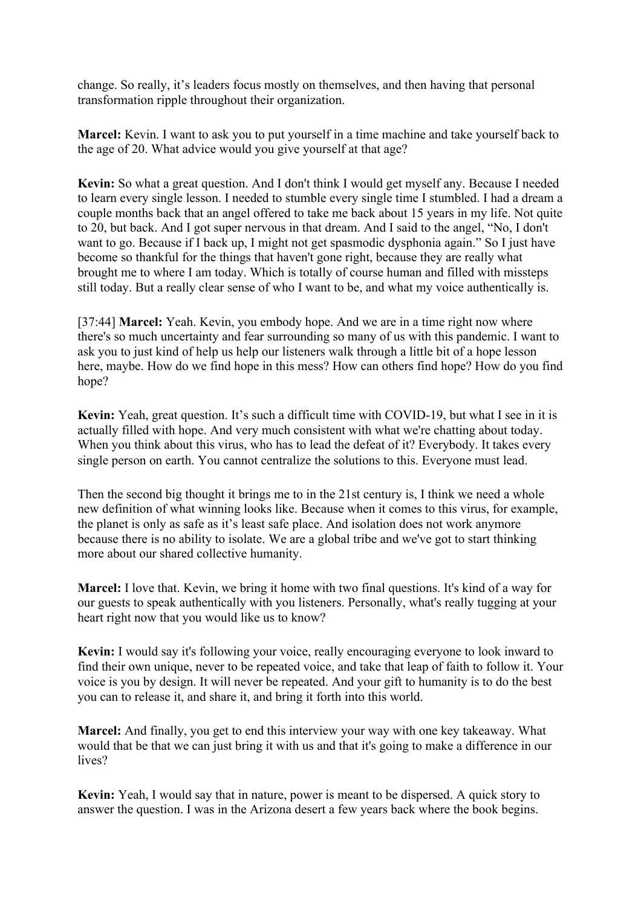change. So really, it's leaders focus mostly on themselves, and then having that personal transformation ripple throughout their organization.

**Marcel:** Kevin. I want to ask you to put yourself in a time machine and take yourself back to the age of 20. What advice would you give yourself at that age?

**Kevin:** So what a great question. And I don't think I would get myself any. Because I needed to learn every single lesson. I needed to stumble every single time I stumbled. I had a dream a couple months back that an angel offered to take me back about 15 years in my life. Not quite to 20, but back. And I got super nervous in that dream. And I said to the angel, "No, I don't want to go. Because if I back up, I might not get spasmodic dysphonia again." So I just have become so thankful for the things that haven't gone right, because they are really what brought me to where I am today. Which is totally of course human and filled with missteps still today. But a really clear sense of who I want to be, and what my voice authentically is.

[37:44] **Marcel:** Yeah. Kevin, you embody hope. And we are in a time right now where there's so much uncertainty and fear surrounding so many of us with this pandemic. I want to ask you to just kind of help us help our listeners walk through a little bit of a hope lesson here, maybe. How do we find hope in this mess? How can others find hope? How do you find hope?

**Kevin:** Yeah, great question. It's such a difficult time with COVID-19, but what I see in it is actually filled with hope. And very much consistent with what we're chatting about today. When you think about this virus, who has to lead the defeat of it? Everybody. It takes every single person on earth. You cannot centralize the solutions to this. Everyone must lead.

Then the second big thought it brings me to in the 21st century is, I think we need a whole new definition of what winning looks like. Because when it comes to this virus, for example, the planet is only as safe as it's least safe place. And isolation does not work anymore because there is no ability to isolate. We are a global tribe and we've got to start thinking more about our shared collective humanity.

**Marcel:** I love that. Kevin, we bring it home with two final questions. It's kind of a way for our guests to speak authentically with you listeners. Personally, what's really tugging at your heart right now that you would like us to know?

**Kevin:** I would say it's following your voice, really encouraging everyone to look inward to find their own unique, never to be repeated voice, and take that leap of faith to follow it. Your voice is you by design. It will never be repeated. And your gift to humanity is to do the best you can to release it, and share it, and bring it forth into this world.

**Marcel:** And finally, you get to end this interview your way with one key takeaway. What would that be that we can just bring it with us and that it's going to make a difference in our lives?

**Kevin:** Yeah, I would say that in nature, power is meant to be dispersed. A quick story to answer the question. I was in the Arizona desert a few years back where the book begins.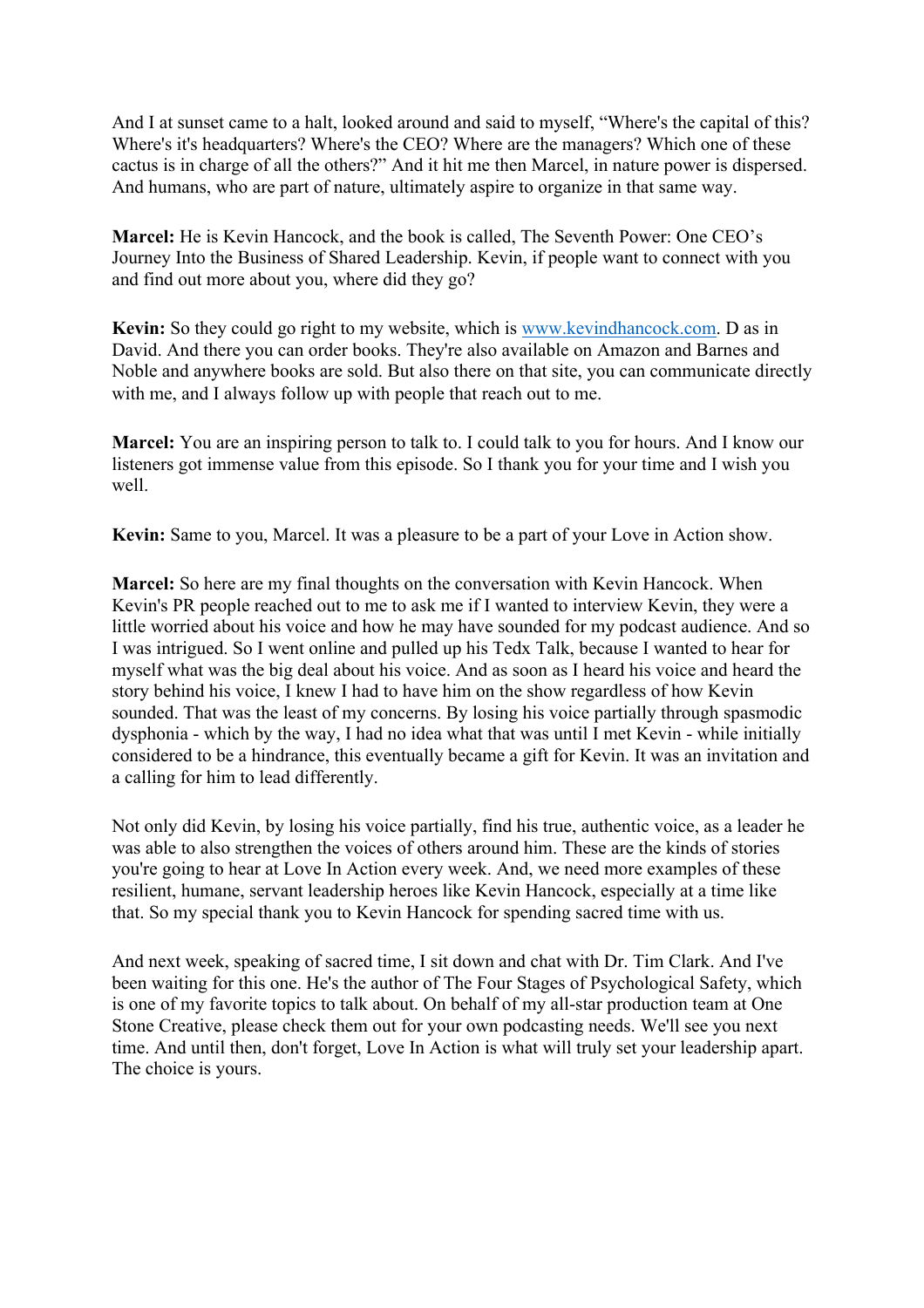And I at sunset came to a halt, looked around and said to myself, "Where's the capital of this? Where's it's headquarters? Where's the CEO? Where are the managers? Which one of these cactus is in charge of all the others?" And it hit me then Marcel, in nature power is dispersed. And humans, who are part of nature, ultimately aspire to organize in that same way.

**Marcel:** He is Kevin Hancock, and the book is called, The Seventh Power: One CEO's Journey Into the Business of Shared Leadership. Kevin, if people want to connect with you and find out more about you, where did they go?

**Kevin:** So they could go right to my website, which is [www.kevindhancock.com](http://www.kevindhancock.com). D as in David. And there you can order books. They're also available on Amazon and Barnes and Noble and anywhere books are sold. But also there on that site, you can communicate directly with me, and I always follow up with people that reach out to me.

**Marcel:** You are an inspiring person to talk to. I could talk to you for hours. And I know our listeners got immense value from this episode. So I thank you for your time and I wish you well.

**Kevin:** Same to you, Marcel. It was a pleasure to be a part of your Love in Action show.

**Marcel:** So here are my final thoughts on the conversation with Kevin Hancock. When Kevin's PR people reached out to me to ask me if I wanted to interview Kevin, they were a little worried about his voice and how he may have sounded for my podcast audience. And so I was intrigued. So I went online and pulled up his Tedx Talk, because I wanted to hear for myself what was the big deal about his voice. And as soon as I heard his voice and heard the story behind his voice, I knew I had to have him on the show regardless of how Kevin sounded. That was the least of my concerns. By losing his voice partially through spasmodic dysphonia - which by the way, I had no idea what that was until I met Kevin - while initially considered to be a hindrance, this eventually became a gift for Kevin. It was an invitation and a calling for him to lead differently.

Not only did Kevin, by losing his voice partially, find his true, authentic voice, as a leader he was able to also strengthen the voices of others around him. These are the kinds of stories you're going to hear at Love In Action every week. And, we need more examples of these resilient, humane, servant leadership heroes like Kevin Hancock, especially at a time like that. So my special thank you to Kevin Hancock for spending sacred time with us.

And next week, speaking of sacred time, I sit down and chat with Dr. Tim Clark. And I've been waiting for this one. He's the author of The Four Stages of Psychological Safety, which is one of my favorite topics to talk about. On behalf of my all-star production team at One Stone Creative, please check them out for your own podcasting needs. We'll see you next time. And until then, don't forget, Love In Action is what will truly set your leadership apart. The choice is yours.